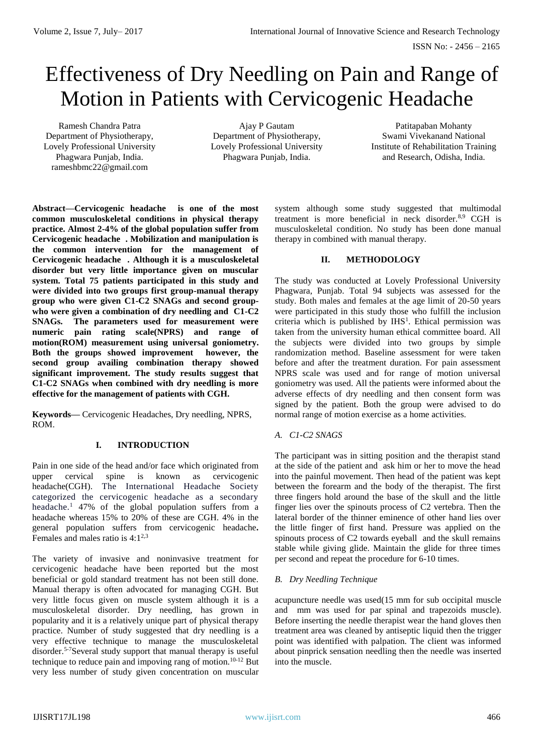# Effectiveness of Dry Needling on Pain and Range of Motion in Patients with Cervicogenic Headache

Ramesh Chandra Patra
Department of Physiotherapy,
Lovely Professional University
Phagwara Punjab, India.
rameshbmc22@gmail.com

Ajay P Gautam
Department of Physiotherapy,
Lovely Professional University
Phagwara Punjab, India.

Patitapaban Mohanty
Swami Vivekanand National
Institute of Rehabilitation Training
and Research, Odisha, India.

**Abstract—Cervicogenic headache is one of the most common musculoskeletal conditions in physical therapy practice. Almost 2-4% of the global population suffer from Cervicogenic headache . Mobilization and manipulation is the common intervention for the management of Cervicogenic headache . Although it is a musculoskeletal disorder but very little importance given on muscular system. Total 75 patients participated in this study and were divided into two groups first group-manual therapy group who were given C1-C2 SNAGs and second group-who were given a combination of dry needling and C1-C2 SNAGs. The parameters used for measurement were numeric pain rating scale(NPRS) and range of motion(ROM) measurement using universal goniometry. Both the groups showed improvement however, the second group availing combination therapy showed significant improvement. The study results suggest that C1-C2 SNAGs when combined with dry needling is more effective for the management of patients with CGH.**

**Keywords—** Cervicogenic Headaches, Dry needling, NPRS, ROM.

## I. INTRODUCTION

Pain in one side of the head and/or face which originated from upper cervical spine is known as cervicogenic headache(CGH). The International Headache Society categorized the cervicogenic headache as a secondary headache.[1] 47% of the global population suffers from a headache whereas 15% to 20% of these are CGH. 4% in the general population suffers from cervicogenic headache**.** Females and males ratio is 4:1[2,3]

The variety of invasive and noninvasive treatment for cervicogenic headache have been reported but the most beneficial or gold standard treatment has not been still done. Manual therapy is often advocated for managing CGH. But very little focus given on muscle system although it is a musculoskeletal disorder. Dry needling, has grown in popularity and it is a relatively unique part of physical therapy practice. Number of study suggested that dry needling is a very effective technique to manage the musculoskeletal disorder.[5-7]Several study support that manual therapy is useful technique to reduce pain and impoving rang of motion.[10-12] But very less number of study given concentration on muscular system although some study suggested that multimodal treatment is more beneficial in neck disorder.[8,9] CGH is musculoskeletal condition. No study has been done manual therapy in combined with manual therapy.

## II. METHODOLOGY

The study was conducted at Lovely Professional University Phagwara, Punjab. Total 94 subjects was assessed for the study. Both males and females at the age limit of 20-50 years were participated in this study those who fulfill the inclusion criteria which is published by IHS[1]. Ethical permission was taken from the university human ethical committee board. All the subjects were divided into two groups by simple randomization method. Baseline assessment for were taken before and after the treatment duration. For pain assessment NPRS scale was used and for range of motion universal goniometry was used. All the patients were informed about the adverse effects of dry needling and then consent form was signed by the patient. Both the group were advised to do normal range of motion exercise as a home activities.

### *A. C1-C2 SNAGS*

The participant was in sitting position and the therapist stand at the side of the patient and ask him or her to move the head into the painful movement. Then head of the patient was kept between the forearm and the body of the therapist. The first three fingers hold around the base of the skull and the little finger lies over the spinouts process of C2 vertebra. Then the lateral border of the thinner eminence of other hand lies over the little finger of first hand. Pressure was applied on the spinouts process of C2 towards eyeball and the skull remains stable while giving glide. Maintain the glide for three times per second and repeat the procedure for 6-10 times.

### *B. Dry Needling Technique*

acupuncture needle was used(15 mm for sub occipital muscle and mm was used for par spinal and trapezoids muscle). Before inserting the needle therapist wear the hand gloves then treatment area was cleaned by antiseptic liquid then the trigger point was identified with palpation. The client was informed about pinprick sensation needling then the needle was inserted into the muscle.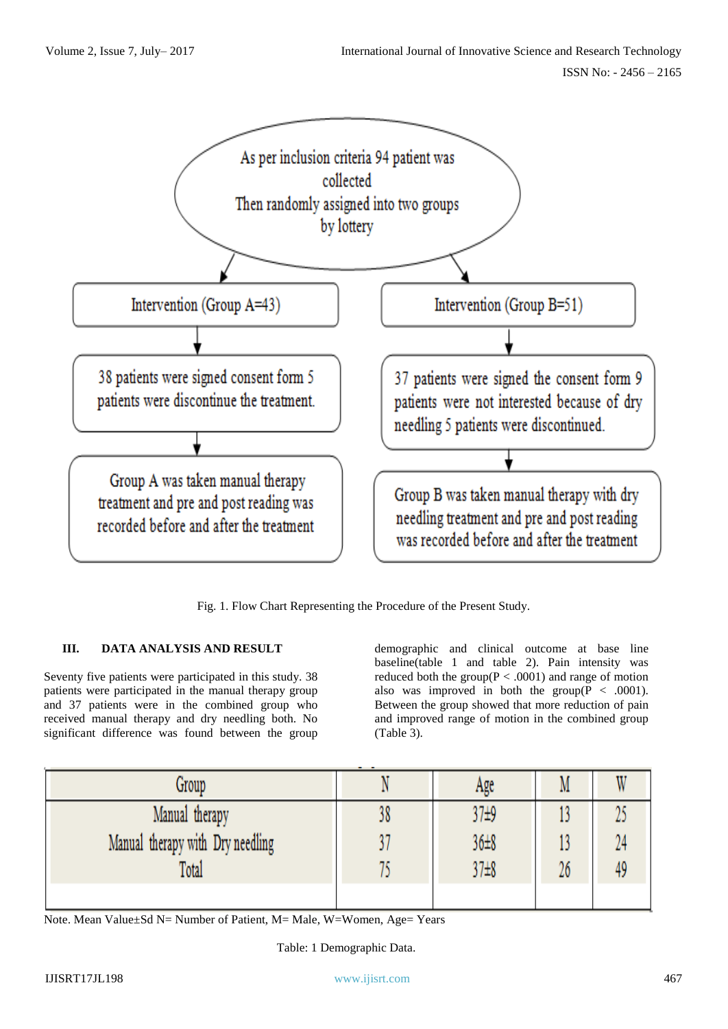As per inclusion criteria 94 patient was collected
Then randomly assigned into two groups by lottery

Intervention (Group A=43)

38 patients were signed consent form 5 patients were discontinue the treatment.

Group A was taken manual therapy treatment and pre and post reading was recorded before and after the treatment

Intervention (Group B=51)

37 patients were signed the consent form 9 patients were not interested because of dry needling 5 patients were discontinued.

Group B was taken manual therapy with dry needling treatment and pre and post reading was recorded before and after the treatment

Fig. 1. Flow Chart Representing the Procedure of the Present Study.

## III. DATA ANALYSIS AND RESULT

Seventy five patients were participated in this study. 38 patients were participated in the manual therapy group and 37 patients were in the combined group who received manual therapy and dry needling both. No significant difference was found between the group demographic and clinical outcome at base line baseline(table 1 and table 2). Pain intensity was reduced both the group($P < .0001$) and range of motion also was improved in both the group($P < .0001$). Between the group showed that more reduction of pain and improved range of motion in the combined group (Table 3).

| Group | N | Age | M | W |
|---|---|---|---|---|
| Manual therapy | 38 | 37±9 | 13 | 25 |
| Manual therapy with Dry needling | 37 | 36±8 | 13 | 24 |
| Total | 75 | 37±8 | 26 | 49 |

Note. Mean Value±Sd N= Number of Patient, M= Male, W=Women, Age= Years

Table: 1 Demographic Data.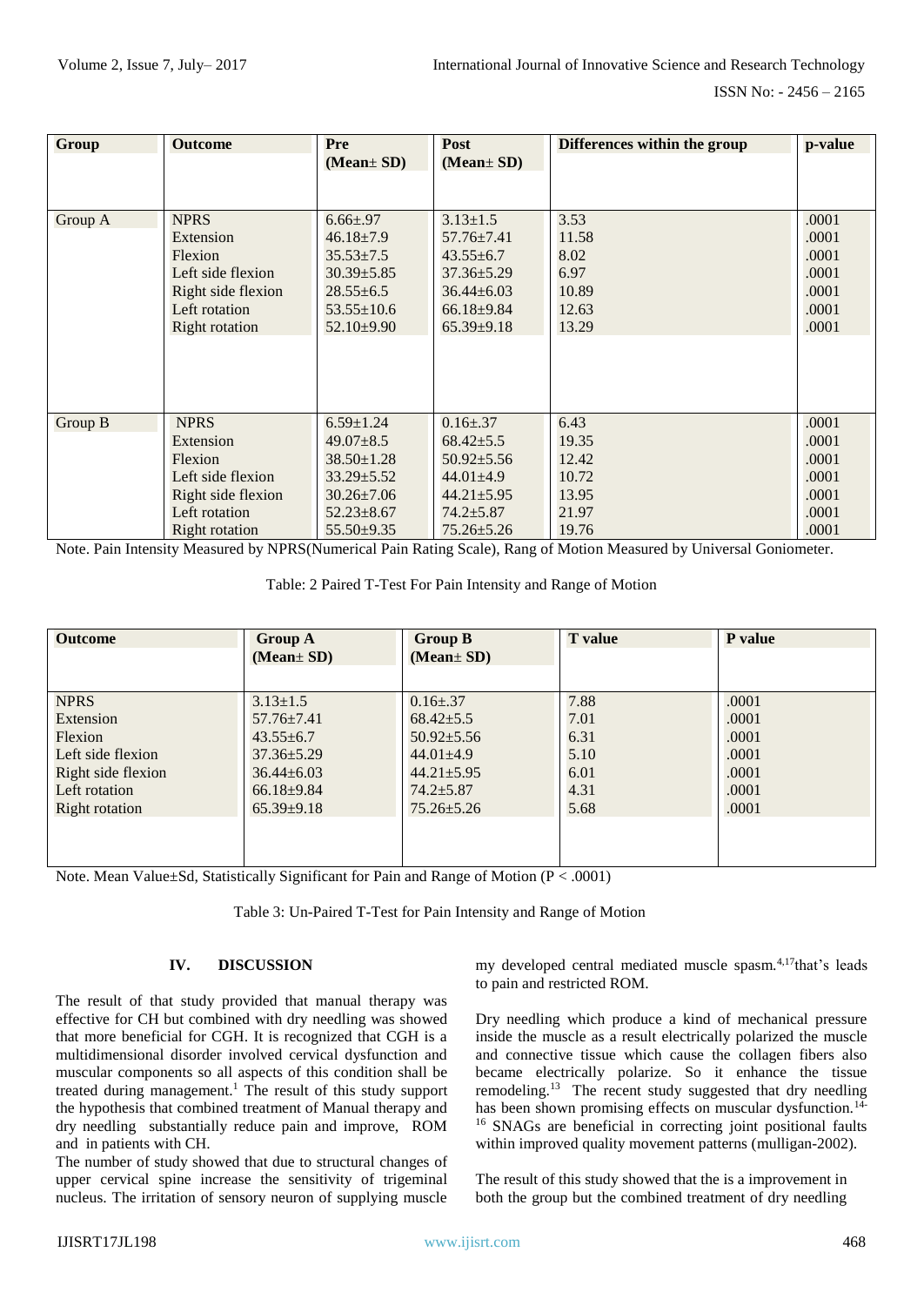| Group | Outcome | Pre (Mean± SD) | Post (Mean± SD) | Differences within the group | p-value |
|---|---|---|---|---|---|
| Group A | NPRS | 6.66±.97 | 3.13±1.5 | 3.53 | .0001 |
| | Extension | 46.18±7.9 | 57.76±7.41 | 11.58 | .0001 |
| | Flexion | 35.53±7.5 | 43.55±6.7 | 8.02 | .0001 |
| | Left side flexion | 30.39±5.85 | 37.36±5.29 | 6.97 | .0001 |
| | Right side flexion | 28.55±6.5 | 36.44±6.03 | 10.89 | .0001 |
| | Left rotation | 53.55±10.6 | 66.18±9.84 | 12.63 | .0001 |
| | Right rotation | 52.10±9.90 | 65.39±9.18 | 13.29 | .0001 |
| Group B | NPRS | 6.59±1.24 | 0.16±.37 | 6.43 | .0001 |
| | Extension | 49.07±8.5 | 68.42±5.5 | 19.35 | .0001 |
| | Flexion | 38.50±1.28 | 50.92±5.56 | 12.42 | .0001 |
| | Left side flexion | 33.29±5.52 | 44.01±4.9 | 10.72 | .0001 |
| | Right side flexion | 30.26±7.06 | 44.21±5.95 | 13.95 | .0001 |
| | Left rotation | 52.23±8.67 | 74.2±5.87 | 21.97 | .0001 |
| | Right rotation | 55.50±9.35 | 75.26±5.26 | 19.76 | .0001 |

Note. Pain Intensity Measured by NPRS(Numerical Pain Rating Scale), Rang of Motion Measured by Universal Goniometer.

Table: 2 Paired T-Test For Pain Intensity and Range of Motion

| Outcome | Group A (Mean± SD) | Group B (Mean± SD) | T value | P value |
|---|---|---|---|---|
| NPRS | 3.13±1.5 | 0.16±.37 | 7.88 | .0001 |
| Extension | 57.76±7.41 | 68.42±5.5 | 7.01 | .0001 |
| Flexion | 43.55±6.7 | 50.92±5.56 | 6.31 | .0001 |
| Left side flexion | 37.36±5.29 | 44.01±4.9 | 5.10 | .0001 |
| Right side flexion | 36.44±6.03 | 44.21±5.95 | 6.01 | .0001 |
| Left rotation | 66.18±9.84 | 74.2±5.87 | 4.31 | .0001 |
| Right rotation | 65.39±9.18 | 75.26±5.26 | 5.68 | .0001 |

Note. Mean Value±Sd, Statistically Significant for Pain and Range of Motion ($P < .0001$)

Table 3: Un-Paired T-Test for Pain Intensity and Range of Motion

## IV. DISCUSSION

The result of that study provided that manual therapy was effective for CH but combined with dry needling was showed that more beneficial for CGH. It is recognized that CGH is a multidimensional disorder involved cervical dysfunction and muscular components so all aspects of this condition shall be treated during management.[1] The result of this study support the hypothesis that combined treatment of Manual therapy and dry needling substantially reduce pain and improve, ROM and in patients with CH.

The number of study showed that due to structural changes of upper cervical spine increase the sensitivity of trigeminal nucleus. The irritation of sensory neuron of supplying muscle my developed central mediated muscle spasm.[4,17]that's leads to pain and restricted ROM.

Dry needling which produce a kind of mechanical pressure inside the muscle as a result electrically polarized the muscle and connective tissue which cause the collagen fibers also became electrically polarize. So it enhance the tissue remodeling.[13] The recent study suggested that dry needling has been shown promising effects on muscular dysfunction.[14-16] SNAGs are beneficial in correcting joint positional faults within improved quality movement patterns (mulligan-2002).

The result of this study showed that the is a improvement in both the group but the combined treatment of dry needling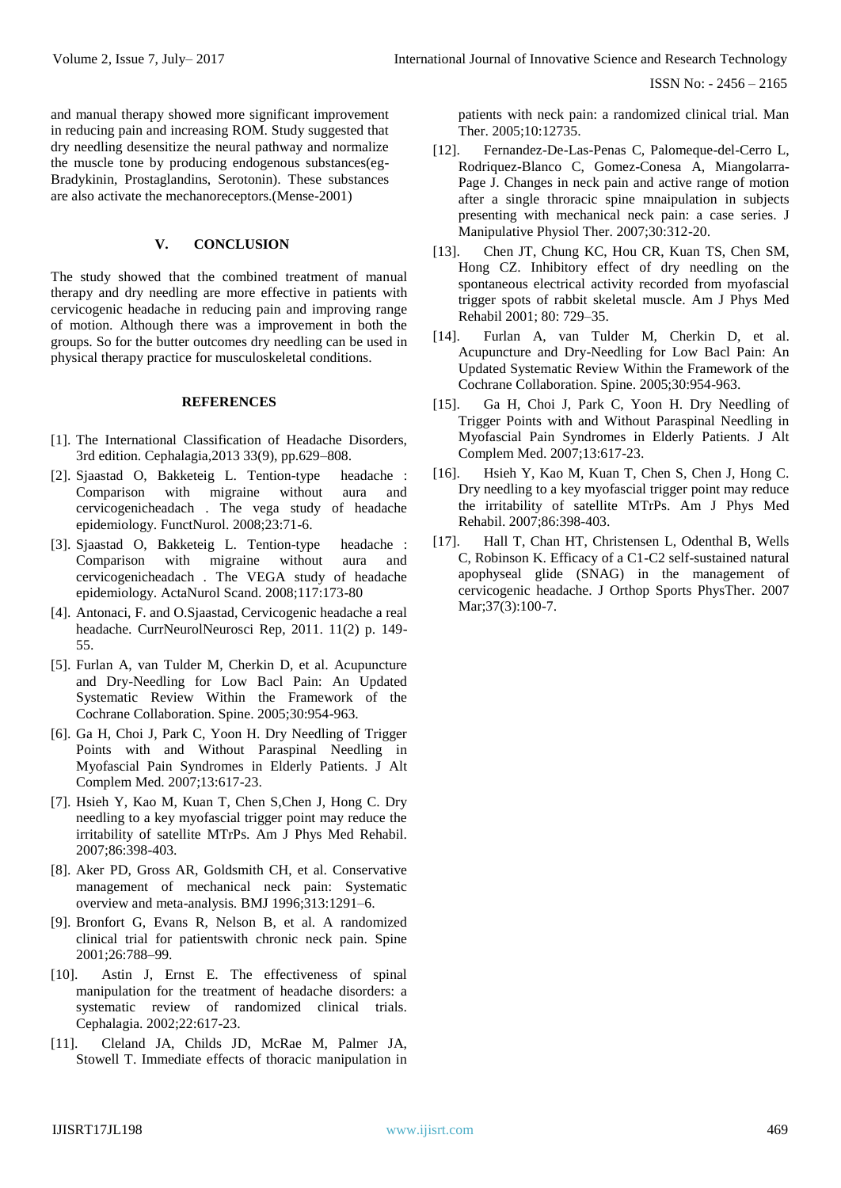and manual therapy showed more significant improvement in reducing pain and increasing ROM. Study suggested that dry needling desensitize the neural pathway and normalize the muscle tone by producing endogenous substances(eg-Bradykinin, Prostaglandins, Serotonin). These substances are also activate the mechanoreceptors.(Mense-2001)

## V. CONCLUSION

The study showed that the combined treatment of manual therapy and dry needling are more effective in patients with cervicogenic headache in reducing pain and improving range of motion. Although there was a improvement in both the groups. So for the butter outcomes dry needling can be used in physical therapy practice for musculoskeletal conditions.

## REFERENCES

[1]. The International Classification of Headache Disorders, 3rd edition. Cephalagia,2013 33(9), pp.629–808.

[2]. Sjaastad O, Bakketeig L. Tention-type headache : Comparison with migraine without aura and cervicogenicheadach . The vega study of headache epidemiology. FunctNurol. 2008;23:71-6.

[3]. Sjaastad O, Bakketeig L. Tention-type headache : Comparison with migraine without aura and cervicogenicheadach . The VEGA study of headache epidemiology. ActaNurol Scand. 2008;117:173-80

[4]. Antonaci, F. and O.Sjaastad, Cervicogenic headache a real headache. CurrNeurolNeurosci Rep, 2011. 11(2) p. 149-55.

[5]. Furlan A, van Tulder M, Cherkin D, et al. Acupuncture and Dry-Needling for Low Bacl Pain: An Updated Systematic Review Within the Framework of the Cochrane Collaboration. Spine. 2005;30:954-963.

[6]. Ga H, Choi J, Park C, Yoon H. Dry Needling of Trigger Points with and Without Paraspinal Needling in Myofascial Pain Syndromes in Elderly Patients. J Alt Complem Med. 2007;13:617-23.

[7]. Hsieh Y, Kao M, Kuan T, Chen S,Chen J, Hong C. Dry needling to a key myofascial trigger point may reduce the irritability of satellite MTrPs. Am J Phys Med Rehabil. 2007;86:398-403.

[8]. Aker PD, Gross AR, Goldsmith CH, et al. Conservative management of mechanical neck pain: Systematic overview and meta-analysis. BMJ 1996;313:1291–6.

[9]. Bronfort G, Evans R, Nelson B, et al. A randomized clinical trial for patientswith chronic neck pain. Spine 2001;26:788–99.

[10]. Astin J, Ernst E. The effectiveness of spinal manipulation for the treatment of headache disorders: a systematic review of randomized clinical trials. Cephalagia. 2002;22:617-23.

[11]. Cleland JA, Childs JD, McRae M, Palmer JA, Stowell T. Immediate effects of thoracic manipulation in patients with neck pain: a randomized clinical trial. Man Ther. 2005;10:12735.

[12]. Fernandez-De-Las-Penas C, Palomeque-del-Cerro L, Rodriquez-Blanco C, Gomez-Conesa A, Miangolarra-Page J. Changes in neck pain and active range of motion after a single throracic spine mnaipulation in subjects presenting with mechanical neck pain: a case series. J Manipulative Physiol Ther. 2007;30:312-20.

[13]. Chen JT, Chung KC, Hou CR, Kuan TS, Chen SM, Hong CZ. Inhibitory effect of dry needling on the spontaneous electrical activity recorded from myofascial trigger spots of rabbit skeletal muscle. Am J Phys Med Rehabil 2001; 80: 729–35.

[14]. Furlan A, van Tulder M, Cherkin D, et al. Acupuncture and Dry-Needling for Low Bacl Pain: An Updated Systematic Review Within the Framework of the Cochrane Collaboration. Spine. 2005;30:954-963.

[15]. Ga H, Choi J, Park C, Yoon H. Dry Needling of Trigger Points with and Without Paraspinal Needling in Myofascial Pain Syndromes in Elderly Patients. J Alt Complem Med. 2007;13:617-23.

[16]. Hsieh Y, Kao M, Kuan T, Chen S, Chen J, Hong C. Dry needling to a key myofascial trigger point may reduce the irritability of satellite MTrPs. Am J Phys Med Rehabil. 2007;86:398-403.

[17]. Hall T, Chan HT, Christensen L, Odenthal B, Wells C, Robinson K. Efficacy of a C1-C2 self-sustained natural apophyseal glide (SNAG) in the management of cervicogenic headache. J Orthop Sports PhysTher. 2007 Mar;37(3):100-7.